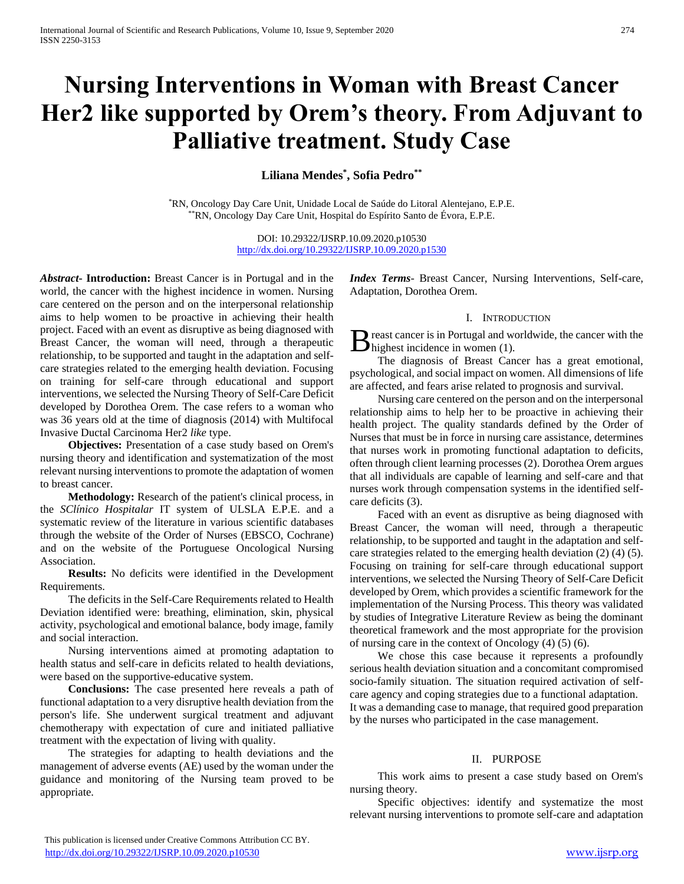# Nursing Interventions in Woman with Breast Cancer Her2 like supported by Orem's theory. From Adjuvant to Palliative treatment. Study Case

**Liliana Mendes[*], Sofia Pedro[**]**

[*]RN, Oncology Day Care Unit, Unidade Local de Saúde do Litoral Alentejano, E.P.E.
[**]RN, Oncology Day Care Unit, Hospital do Espírito Santo de Évora, E.P.E.

DOI: 10.29322/IJSRP.10.09.2020.p10530
http://dx.doi.org/10.29322/IJSRP.10.09.2020.p1530

***Abstract***- **Introduction:** Breast Cancer is in Portugal and in the world, the cancer with the highest incidence in women. Nursing care centered on the person and on the interpersonal relationship aims to help women to be proactive in achieving their health project. Faced with an event as disruptive as being diagnosed with Breast Cancer, the woman will need, through a therapeutic relationship, to be supported and taught in the adaptation and self-care strategies related to the emerging health deviation. Focusing on training for self-care through educational and support interventions, we selected the Nursing Theory of Self-Care Deficit developed by Dorothea Orem. The case refers to a woman who was 36 years old at the time of diagnosis (2014) with Multifocal Invasive Ductal Carcinoma Her2 *like* type.

**Objectives:** Presentation of a case study based on Orem's nursing theory and identification and systematization of the most relevant nursing interventions to promote the adaptation of women to breast cancer.

**Methodology:** Research of the patient's clinical process, in the *SClínico Hospitalar* IT system of ULSLA E.P.E. and a systematic review of the literature in various scientific databases through the website of the Order of Nurses (EBSCO, Cochrane) and on the website of the Portuguese Oncological Nursing Association.

**Results:** No deficits were identified in the Development Requirements.

The deficits in the Self-Care Requirements related to Health Deviation identified were: breathing, elimination, skin, physical activity, psychological and emotional balance, body image, family and social interaction.

Nursing interventions aimed at promoting adaptation to health status and self-care in deficits related to health deviations, were based on the supportive-educative system.

**Conclusions:** The case presented here reveals a path of functional adaptation to a very disruptive health deviation from the person's life. She underwent surgical treatment and adjuvant chemotherapy with expectation of cure and initiated palliative treatment with the expectation of living with quality.

The strategies for adapting to health deviations and the management of adverse events (AE) used by the woman under the guidance and monitoring of the Nursing team proved to be appropriate.

***Index Terms***- Breast Cancer, Nursing Interventions, Self-care, Adaptation, Dorothea Orem.

## I. Introduction

Breast cancer is in Portugal and worldwide, the cancer with the highest incidence in women (1).

The diagnosis of Breast Cancer has a great emotional, psychological, and social impact on women. All dimensions of life are affected, and fears arise related to prognosis and survival.

Nursing care centered on the person and on the interpersonal relationship aims to help her to be proactive in achieving their health project. The quality standards defined by the Order of Nurses that must be in force in nursing care assistance, determines that nurses work in promoting functional adaptation to deficits, often through client learning processes (2). Dorothea Orem argues that all individuals are capable of learning and self-care and that nurses work through compensation systems in the identified self-care deficits (3).

Faced with an event as disruptive as being diagnosed with Breast Cancer, the woman will need, through a therapeutic relationship, to be supported and taught in the adaptation and self-care strategies related to the emerging health deviation (2) (4) (5). Focusing on training for self-care through educational support interventions, we selected the Nursing Theory of Self-Care Deficit developed by Orem, which provides a scientific framework for the implementation of the Nursing Process. This theory was validated by studies of Integrative Literature Review as being the dominant theoretical framework and the most appropriate for the provision of nursing care in the context of Oncology (4) (5) (6).

We chose this case because it represents a profoundly serious health deviation situation and a concomitant compromised socio-family situation. The situation required activation of self-care agency and coping strategies due to a functional adaptation. It was a demanding case to manage, that required good preparation by the nurses who participated in the case management.

## II. Purpose

This work aims to present a case study based on Orem's nursing theory.

Specific objectives: identify and systematize the most relevant nursing interventions to promote self-care and adaptation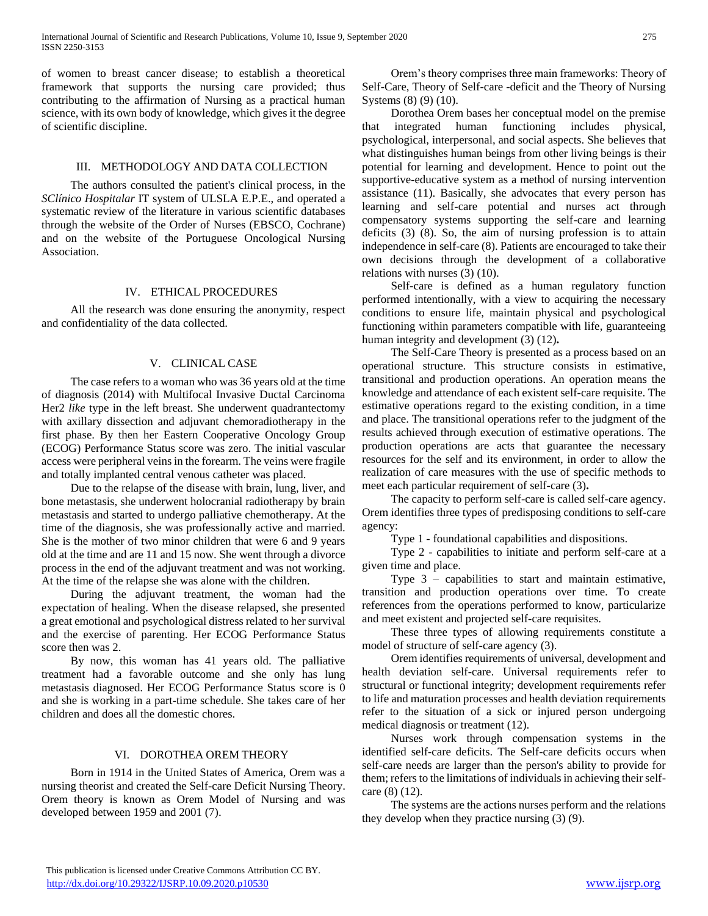of women to breast cancer disease; to establish a theoretical framework that supports the nursing care provided; thus contributing to the affirmation of Nursing as a practical human science, with its own body of knowledge, which gives it the degree of scientific discipline.

## III. METHODOLOGY AND DATA COLLECTION

The authors consulted the patient's clinical process, in the *SClínico Hospitalar* IT system of ULSLA E.P.E., and operated a systematic review of the literature in various scientific databases through the website of the Order of Nurses (EBSCO, Cochrane) and on the website of the Portuguese Oncological Nursing Association.

## IV. ETHICAL PROCEDURES

All the research was done ensuring the anonymity, respect and confidentiality of the data collected.

## V. CLINICAL CASE

The case refers to a woman who was 36 years old at the time of diagnosis (2014) with Multifocal Invasive Ductal Carcinoma Her2 *like* type in the left breast. She underwent quadrantectomy with axillary dissection and adjuvant chemoradiotherapy in the first phase. By then her Eastern Cooperative Oncology Group (ECOG) Performance Status score was zero. The initial vascular access were peripheral veins in the forearm. The veins were fragile and totally implanted central venous catheter was placed.

Due to the relapse of the disease with brain, lung, liver, and bone metastasis, she underwent holocranial radiotherapy by brain metastasis and started to undergo palliative chemotherapy. At the time of the diagnosis, she was professionally active and married. She is the mother of two minor children that were 6 and 9 years old at the time and are 11 and 15 now. She went through a divorce process in the end of the adjuvant treatment and was not working. At the time of the relapse she was alone with the children.

During the adjuvant treatment, the woman had the expectation of healing. When the disease relapsed, she presented a great emotional and psychological distress related to her survival and the exercise of parenting. Her ECOG Performance Status score then was 2.

By now, this woman has 41 years old. The palliative treatment had a favorable outcome and she only has lung metastasis diagnosed. Her ECOG Performance Status score is 0 and she is working in a part-time schedule. She takes care of her children and does all the domestic chores.

## VI. DOROTHEA OREM THEORY

Born in 1914 in the United States of America, Orem was a nursing theorist and created the Self-care Deficit Nursing Theory. Orem theory is known as Orem Model of Nursing and was developed between 1959 and 2001 (7).

Orem's theory comprises three main frameworks: Theory of Self-Care, Theory of Self-care -deficit and the Theory of Nursing Systems (8) (9) (10).

Dorothea Orem bases her conceptual model on the premise that integrated human functioning includes physical, psychological, interpersonal, and social aspects. She believes that what distinguishes human beings from other living beings is their potential for learning and development. Hence to point out the supportive-educative system as a method of nursing intervention assistance (11). Basically, she advocates that every person has learning and self-care potential and nurses act through compensatory systems supporting the self-care and learning deficits (3) (8). So, the aim of nursing profession is to attain independence in self-care (8). Patients are encouraged to take their own decisions through the development of a collaborative relations with nurses (3) (10).

Self-care is defined as a human regulatory function performed intentionally, with a view to acquiring the necessary conditions to ensure life, maintain physical and psychological functioning within parameters compatible with life, guaranteeing human integrity and development (3) (12).

The Self-Care Theory is presented as a process based on an operational structure. This structure consists in estimative, transitional and production operations. An operation means the knowledge and attendance of each existent self-care requisite. The estimative operations regard to the existing condition, in a time and place. The transitional operations refer to the judgment of the results achieved through execution of estimative operations. The production operations are acts that guarantee the necessary resources for the self and its environment, in order to allow the realization of care measures with the use of specific methods to meet each particular requirement of self-care (3).

The capacity to perform self-care is called self-care agency. Orem identifies three types of predisposing conditions to self-care agency:

Type 1 - foundational capabilities and dispositions.

Type 2 - capabilities to initiate and perform self-care at a given time and place.

Type 3 – capabilities to start and maintain estimative, transition and production operations over time. To create references from the operations performed to know, particularize and meet existent and projected self-care requisites.

These three types of allowing requirements constitute a model of structure of self-care agency (3).

Orem identifies requirements of universal, development and health deviation self-care. Universal requirements refer to structural or functional integrity; development requirements refer to life and maturation processes and health deviation requirements refer to the situation of a sick or injured person undergoing medical diagnosis or treatment (12).

Nurses work through compensation systems in the identified self-care deficits. The Self-care deficits occurs when self-care needs are larger than the person's ability to provide for them; refers to the limitations of individuals in achieving their self-care (8) (12).

The systems are the actions nurses perform and the relations they develop when they practice nursing (3) (9).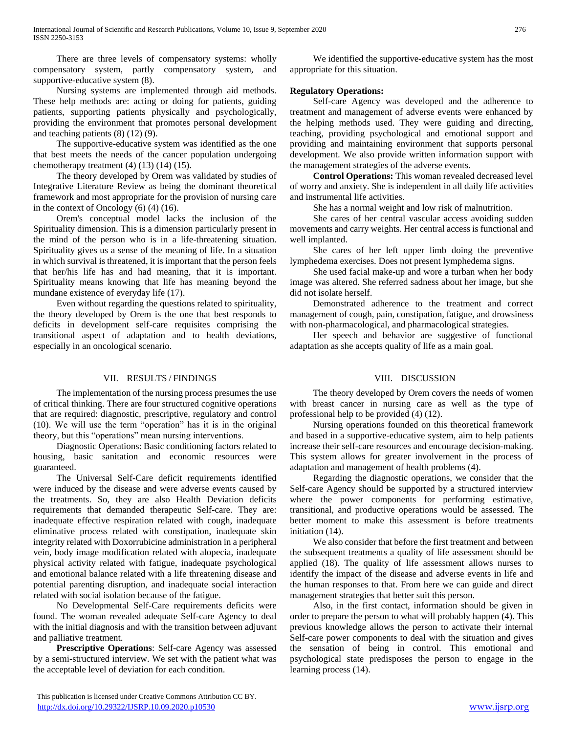There are three levels of compensatory systems: wholly compensatory system, partly compensatory system, and supportive-educative system (8).

Nursing systems are implemented through aid methods. These help methods are: acting or doing for patients, guiding patients, supporting patients physically and psychologically, providing the environment that promotes personal development and teaching patients (8) (12) (9).

The supportive-educative system was identified as the one that best meets the needs of the cancer population undergoing chemotherapy treatment (4) (13) (14) (15).

The theory developed by Orem was validated by studies of Integrative Literature Review as being the dominant theoretical framework and most appropriate for the provision of nursing care in the context of Oncology (6) (4) (16).

Orem's conceptual model lacks the inclusion of the Spirituality dimension. This is a dimension particularly present in the mind of the person who is in a life-threatening situation. Spirituality gives us a sense of the meaning of life. In a situation in which survival is threatened, it is important that the person feels that her/his life has and had meaning, that it is important. Spirituality means knowing that life has meaning beyond the mundane existence of everyday life (17).

Even without regarding the questions related to spirituality, the theory developed by Orem is the one that best responds to deficits in development self-care requisites comprising the transitional aspect of adaptation and to health deviations, especially in an oncological scenario.

## VII. RESULTS / FINDINGS

The implementation of the nursing process presumes the use of critical thinking. There are four structured cognitive operations that are required: diagnostic, prescriptive, regulatory and control (10). We will use the term "operation" has it is in the original theory, but this "operations" mean nursing interventions.

Diagnostic Operations: Basic conditioning factors related to housing, basic sanitation and economic resources were guaranteed.

The Universal Self-Care deficit requirements identified were induced by the disease and were adverse events caused by the treatments. So, they are also Health Deviation deficits requirements that demanded therapeutic Self-care. They are: inadequate effective respiration related with cough, inadequate eliminative process related with constipation, inadequate skin integrity related with Doxorrubicine administration in a peripheral vein, body image modification related with alopecia, inadequate physical activity related with fatigue, inadequate psychological and emotional balance related with a life threatening disease and potential parenting disruption, and inadequate social interaction related with social isolation because of the fatigue.

No Developmental Self-Care requirements deficits were found. The woman revealed adequate Self-care Agency to deal with the initial diagnosis and with the transition between adjuvant and palliative treatment.

**Prescriptive Operations**: Self-care Agency was assessed by a semi-structured interview. We set with the patient what was the acceptable level of deviation for each condition.

We identified the supportive-educative system has the most appropriate for this situation.

**Regulatory Operations:**

Self-care Agency was developed and the adherence to treatment and management of adverse events were enhanced by the helping methods used. They were guiding and directing, teaching, providing psychological and emotional support and providing and maintaining environment that supports personal development. We also provide written information support with the management strategies of the adverse events.

**Control Operations:** This woman revealed decreased level of worry and anxiety. She is independent in all daily life activities and instrumental life activities.

She has a normal weight and low risk of malnutrition.

She cares of her central vascular access avoiding sudden movements and carry weights. Her central access is functional and well implanted.

She cares of her left upper limb doing the preventive lymphedema exercises. Does not present lymphedema signs.

She used facial make-up and wore a turban when her body image was altered. She referred sadness about her image, but she did not isolate herself.

Demonstrated adherence to the treatment and correct management of cough, pain, constipation, fatigue, and drowsiness with non-pharmacological, and pharmacological strategies.

Her speech and behavior are suggestive of functional adaptation as she accepts quality of life as a main goal.

## VIII. DISCUSSION

The theory developed by Orem covers the needs of women with breast cancer in nursing care as well as the type of professional help to be provided (4) (12).

Nursing operations founded on this theoretical framework and based in a supportive-educative system, aim to help patients increase their self-care resources and encourage decision-making. This system allows for greater involvement in the process of adaptation and management of health problems (4).

Regarding the diagnostic operations, we consider that the Self-care Agency should be supported by a structured interview where the power components for performing estimative, transitional, and productive operations would be assessed. The better moment to make this assessment is before treatments initiation (14).

We also consider that before the first treatment and between the subsequent treatments a quality of life assessment should be applied (18). The quality of life assessment allows nurses to identify the impact of the disease and adverse events in life and the human responses to that. From here we can guide and direct management strategies that better suit this person.

Also, in the first contact, information should be given in order to prepare the person to what will probably happen (4). This previous knowledge allows the person to activate their internal Self-care power components to deal with the situation and gives the sensation of being in control. This emotional and psychological state predisposes the person to engage in the learning process (14).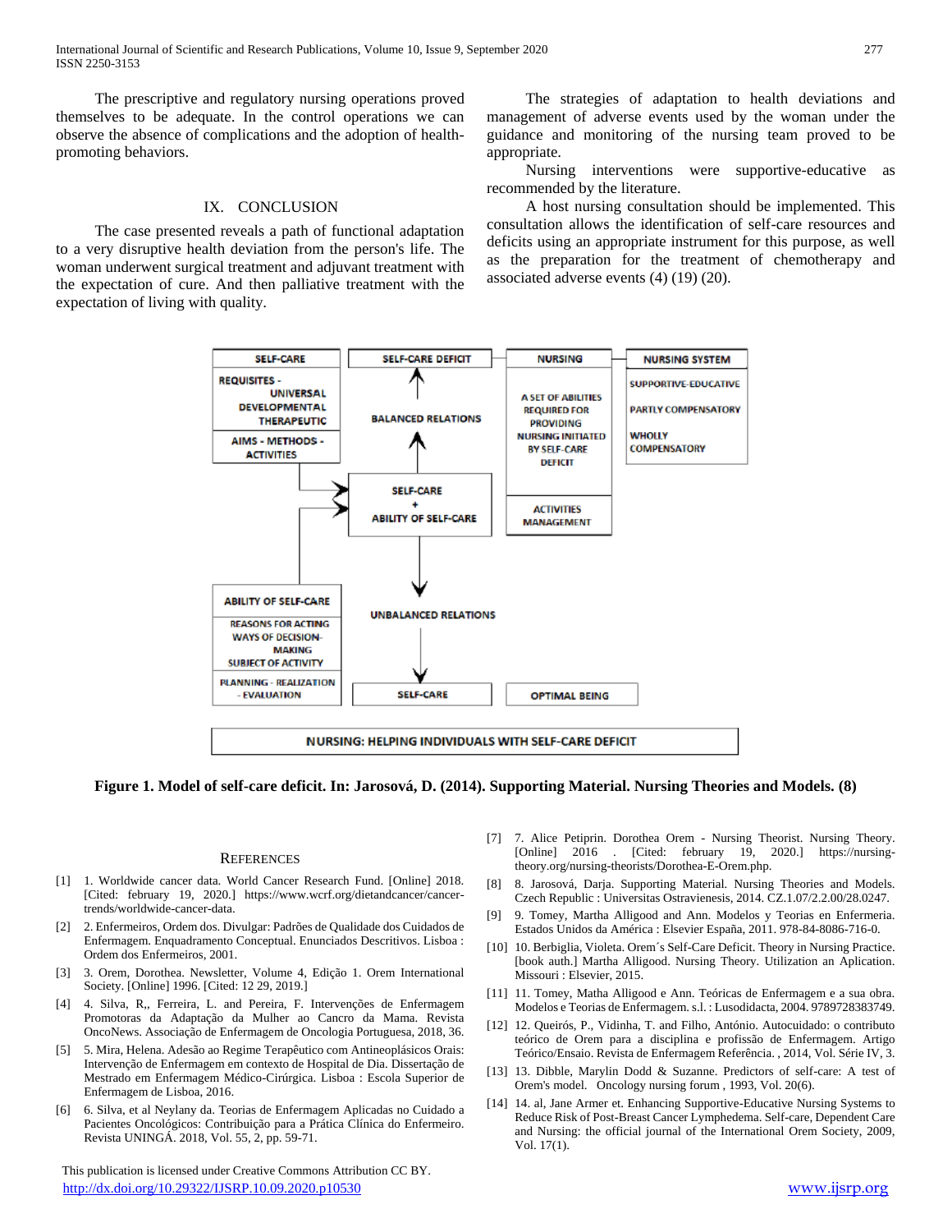The prescriptive and regulatory nursing operations proved themselves to be adequate. In the control operations we can observe the absence of complications and the adoption of health-promoting behaviors.

## IX. CONCLUSION

The case presented reveals a path of functional adaptation to a very disruptive health deviation from the person's life. The woman underwent surgical treatment and adjuvant treatment with the expectation of cure. And then palliative treatment with the expectation of living with quality.

The strategies of adaptation to health deviations and management of adverse events used by the woman under the guidance and monitoring of the nursing team proved to be appropriate.

Nursing interventions were supportive-educative as recommended by the literature.

A host nursing consultation should be implemented. This consultation allows the identification of self-care resources and deficits using an appropriate instrument for this purpose, as well as the preparation for the treatment of chemotherapy and associated adverse events (4) (19) (20).

SELF-CARE
REQUISITES - UNIVERSAL DEVELOPMENTAL THERAPEUTIC
AIMS - METHODS - ACTIVITIES
SELF-CARE DEFICIT
BALANCED RELATIONS
SELF-CARE + ABILITY OF SELF-CARE
NURSING
A SET OF ABILITIES REQUIRED FOR PROVIDING NURSING INITIATED BY SELF-CARE DEFICIT
ACTIVITIES MANAGEMENT
NURSING SYSTEM
SUPPORTIVE-EDUCATIVE
PARTLY COMPENSATORY
WHOLLY COMPENSATORY
ABILITY OF SELF-CARE
REASONS FOR ACTING
WAYS OF DECISION-MAKING
SUBJECT OF ACTIVITY
PLANNING - REALIZATION - EVALUATION
UNBALANCED RELATIONS
SELF-CARE
OPTIMAL BEING
NURSING: HELPING INDIVIDUALS WITH SELF-CARE DEFICIT

**Figure 1. Model of self-care deficit. In: Jarosová, D. (2014). Supporting Material. Nursing Theories and Models. (8)**

## REFERENCES

[1] 1. Worldwide cancer data. World Cancer Research Fund. [Online] 2018. [Cited: february 19, 2020.] https://www.wcrf.org/dietandcancer/cancer-trends/worldwide-cancer-data.

[2] 2. Enfermeiros, Ordem dos. Divulgar: Padrões de Qualidade dos Cuidados de Enfermagem. Enquadramento Conceptual. Enunciados Descritivos. Lisboa : Ordem dos Enfermeiros, 2001.

[3] 3. Orem, Dorothea. Newsletter, Volume 4, Edição 1. Orem International Society. [Online] 1996. [Cited: 12 29, 2019.]

[4] 4. Silva, R,, Ferreira, L. and Pereira, F. Intervenções de Enfermagem Promotoras da Adaptação da Mulher ao Cancro da Mama. Revista OncoNews. Associação de Enfermagem de Oncologia Portuguesa, 2018, 36.

[5] 5. Mira, Helena. Adesão ao Regime Terapêutico com Antineoplásicos Orais: Intervenção de Enfermagem em contexto de Hospital de Dia. Dissertação de Mestrado em Enfermagem Médico-Cirúrgica. Lisboa : Escola Superior de Enfermagem de Lisboa, 2016.

[6] 6. Silva, et al Neylany da. Teorias de Enfermagem Aplicadas no Cuidado a Pacientes Oncológicos: Contribuição para a Prática Clínica do Enfermeiro. Revista UNINGÁ. 2018, Vol. 55, 2, pp. 59-71.

[7] 7. Alice Petiprin. Dorothea Orem - Nursing Theorist. Nursing Theory. [Online] 2016 . [Cited: february 19, 2020.] https://nursing-theory.org/nursing-theorists/Dorothea-E-Orem.php.

[8] 8. Jarosová, Darja. Supporting Material. Nursing Theories and Models. Czech Republic : Universitas Ostravienesis, 2014. CZ.1.07/2.2.00/28.0247.

[9] 9. Tomey, Martha Alligood and Ann. Modelos y Teorias en Enfermeria. Estados Unidos da América : Elsevier España, 2011. 978-84-8086-716-0.

[10] 10. Berbiglia, Violeta. Orem´s Self-Care Deficit. Theory in Nursing Practice. [book auth.] Martha Alligood. Nursing Theory. Utilization an Aplication. Missouri : Elsevier, 2015.

[11] 11. Tomey, Matha Alligood e Ann. Teóricas de Enfermagem e a sua obra. Modelos e Teorias de Enfermagem. s.l. : Lusodidacta, 2004. 9789728383749.

[12] 12. Queirós, P., Vidinha, T. and Filho, António. Autocuidado: o contributo teórico de Orem para a disciplina e profissão de Enfermagem. Artigo Teórico/Ensaio. Revista de Enfermagem Referência. , 2014, Vol. Série IV, 3.

[13] 13. Dibble, Marylin Dodd & Suzanne. Predictors of self-care: A test of Orem's model. Oncology nursing forum , 1993, Vol. 20(6).

[14] 14. al, Jane Armer et. Enhancing Supportive-Educative Nursing Systems to Reduce Risk of Post-Breast Cancer Lymphedema. Self-care, Dependent Care and Nursing: the official journal of the International Orem Society, 2009, Vol. 17(1).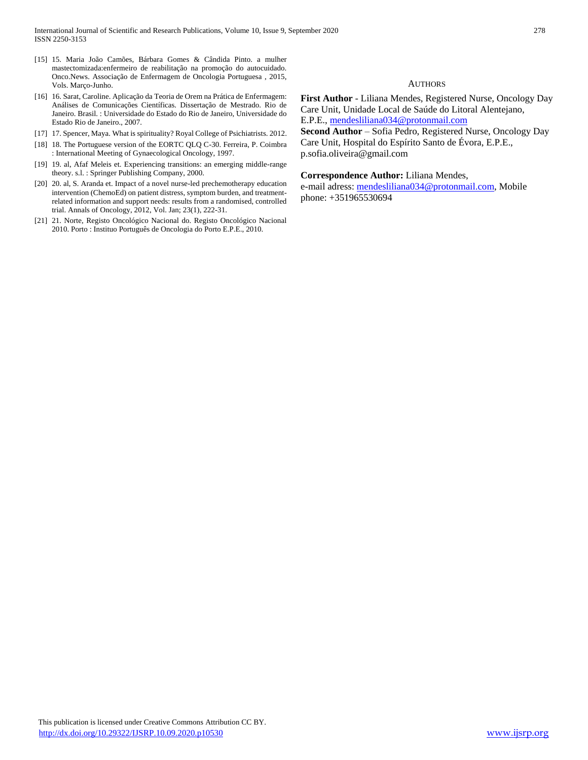[15] 15. Maria João Camões, Bárbara Gomes & Cândida Pinto. a mulher mastectomizada:enfermeiro de reabilitação na promoção do autocuidado. Onco.News. Associação de Enfermagem de Oncologia Portuguesa , 2015, Vols. Março-Junho.

[16] 16. Sarat, Caroline. Aplicação da Teoria de Orem na Prática de Enfermagem: Análises de Comunicações Científicas. Dissertação de Mestrado. Rio de Janeiro. Brasil. : Universidade do Estado do Rio de Janeiro, Universidade do Estado Rio de Janeiro., 2007.

[17] 17. Spencer, Maya. What is spirituality? Royal College of Psichiatrists. 2012.

[18] 18. The Portuguese version of the EORTC QLQ C-30. Ferreira, P. Coimbra : International Meeting of Gynaecological Oncology, 1997.

[19] 19. al, Afaf Meleis et. Experiencing transitions: an emerging middle-range theory. s.l. : Springer Publishing Company, 2000.

[20] 20. al, S. Aranda et. Impact of a novel nurse-led prechemotherapy education intervention (ChemoEd) on patient distress, symptom burden, and treatment-related information and support needs: results from a randomised, controlled trial. Annals of Oncology, 2012, Vol. Jan; 23(1), 222-31.

[21] 21. Norte, Registo Oncológico Nacional do. Registo Oncológico Nacional 2010. Porto : Instituo Português de Oncologia do Porto E.P.E., 2010.

## AUTHORS

**First Author** - Liliana Mendes, Registered Nurse, Oncology Day Care Unit, Unidade Local de Saúde do Litoral Alentejano, E.P.E., mendesliliana034@protonmail.com

**Second Author** – Sofia Pedro, Registered Nurse, Oncology Day Care Unit, Hospital do Espírito Santo de Évora, E.P.E., p.sofia.oliveira@gmail.com

**Correspondence Author:** Liliana Mendes,
e-mail adress: mendesliliana034@protonmail.com, Mobile phone: +351965530694

This publication is licensed under Creative Commons Attribution CC BY.
http://dx.doi.org/10.29322/IJSRP.10.09.2020.p10530